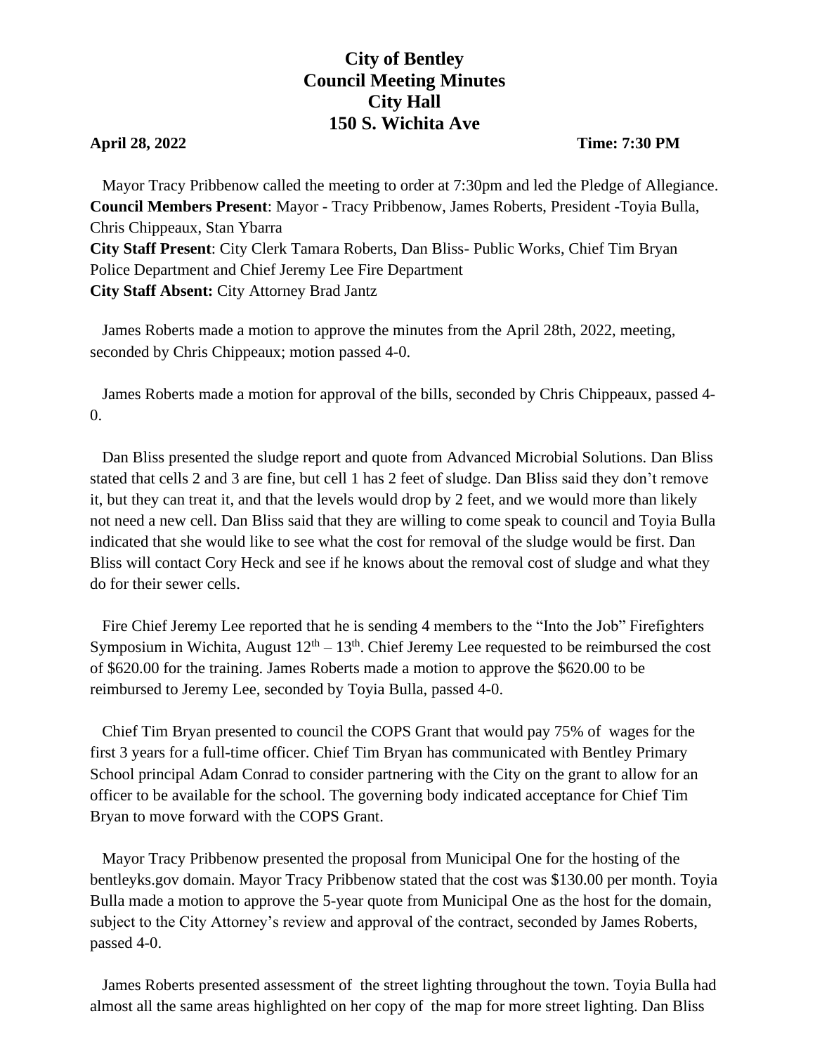# City of Bentley
# Council Meeting Minutes
# City Hall
# 150 S. Wichita Ave

**April 28, 2022** **Time: 7:30 PM**

Mayor Tracy Pribbenow called the meeting to order at 7:30pm and led the Pledge of Allegiance.
**Council Members Present**: Mayor - Tracy Pribbenow, James Roberts, President -Toyia Bulla, Chris Chippeaux, Stan Ybarra
**City Staff Present**: City Clerk Tamara Roberts, Dan Bliss- Public Works, Chief Tim Bryan Police Department and Chief Jeremy Lee Fire Department
**City Staff Absent:** City Attorney Brad Jantz

James Roberts made a motion to approve the minutes from the April 28th, 2022, meeting, seconded by Chris Chippeaux; motion passed 4-0.

James Roberts made a motion for approval of the bills, seconded by Chris Chippeaux, passed 4-0.

Dan Bliss presented the sludge report and quote from Advanced Microbial Solutions. Dan Bliss stated that cells 2 and 3 are fine, but cell 1 has 2 feet of sludge. Dan Bliss said they don't remove it, but they can treat it, and that the levels would drop by 2 feet, and we would more than likely not need a new cell. Dan Bliss said that they are willing to come speak to council and Toyia Bulla indicated that she would like to see what the cost for removal of the sludge would be first. Dan Bliss will contact Cory Heck and see if he knows about the removal cost of sludge and what they do for their sewer cells.

Fire Chief Jeremy Lee reported that he is sending 4 members to the "Into the Job" Firefighters Symposium in Wichita, August 12th – 13th. Chief Jeremy Lee requested to be reimbursed the cost of $620.00 for the training. James Roberts made a motion to approve the $620.00 to be reimbursed to Jeremy Lee, seconded by Toyia Bulla, passed 4-0.

Chief Tim Bryan presented to council the COPS Grant that would pay 75% of wages for the first 3 years for a full-time officer. Chief Tim Bryan has communicated with Bentley Primary School principal Adam Conrad to consider partnering with the City on the grant to allow for an officer to be available for the school. The governing body indicated acceptance for Chief Tim Bryan to move forward with the COPS Grant.

Mayor Tracy Pribbenow presented the proposal from Municipal One for the hosting of the bentleyks.gov domain. Mayor Tracy Pribbenow stated that the cost was $130.00 per month. Toyia Bulla made a motion to approve the 5-year quote from Municipal One as the host for the domain, subject to the City Attorney's review and approval of the contract, seconded by James Roberts, passed 4-0.

James Roberts presented assessment of the street lighting throughout the town. Toyia Bulla had almost all the same areas highlighted on her copy of the map for more street lighting. Dan Bliss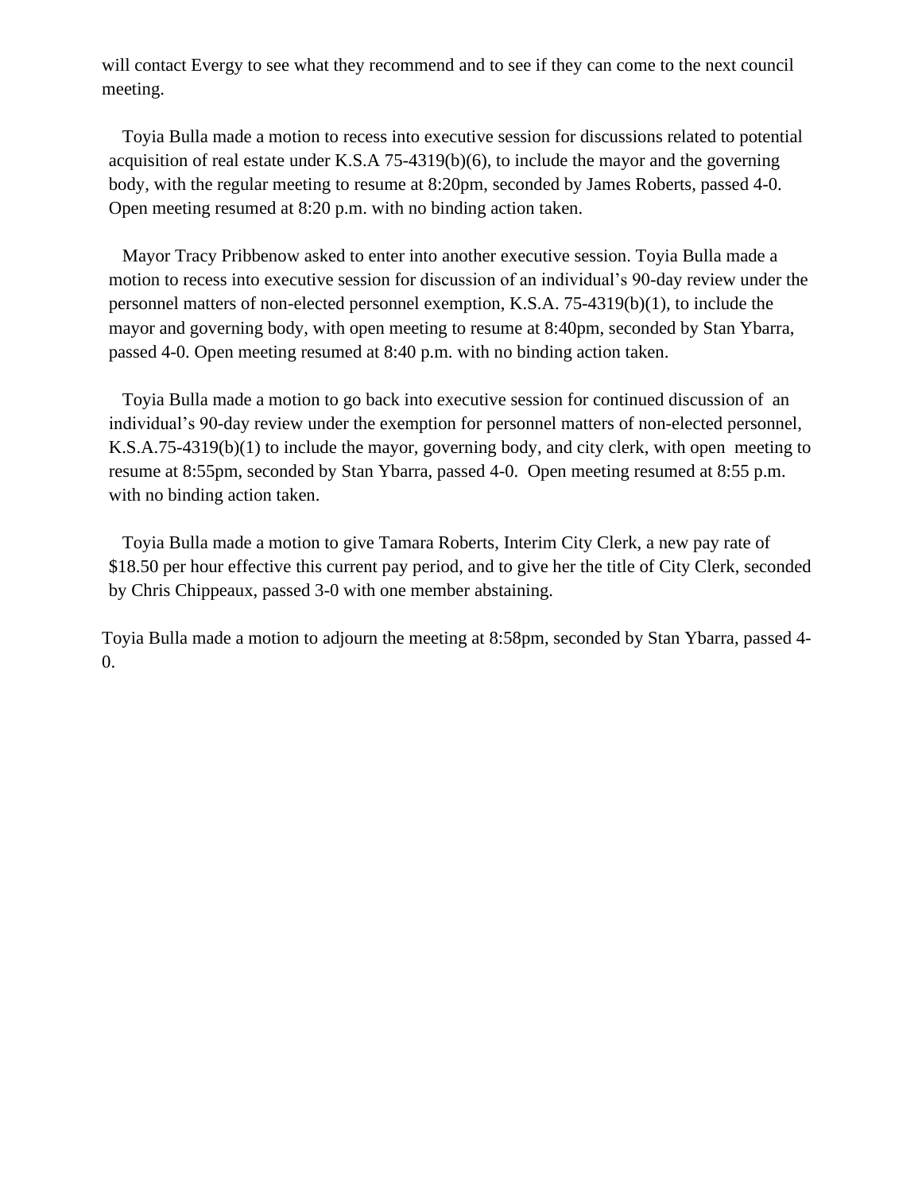will contact Evergy to see what they recommend and to see if they can come to the next council meeting.

Toyia Bulla made a motion to recess into executive session for discussions related to potential acquisition of real estate under K.S.A 75-4319(b)(6), to include the mayor and the governing body, with the regular meeting to resume at 8:20pm, seconded by James Roberts, passed 4-0. Open meeting resumed at 8:20 p.m. with no binding action taken.

Mayor Tracy Pribbenow asked to enter into another executive session. Toyia Bulla made a motion to recess into executive session for discussion of an individual's 90-day review under the personnel matters of non-elected personnel exemption, K.S.A. 75-4319(b)(1), to include the mayor and governing body, with open meeting to resume at 8:40pm, seconded by Stan Ybarra, passed 4-0. Open meeting resumed at 8:40 p.m. with no binding action taken.

Toyia Bulla made a motion to go back into executive session for continued discussion of an individual's 90-day review under the exemption for personnel matters of non-elected personnel, K.S.A.75-4319(b)(1) to include the mayor, governing body, and city clerk, with open meeting to resume at 8:55pm, seconded by Stan Ybarra, passed 4-0. Open meeting resumed at 8:55 p.m. with no binding action taken.

Toyia Bulla made a motion to give Tamara Roberts, Interim City Clerk, a new pay rate of $18.50 per hour effective this current pay period, and to give her the title of City Clerk, seconded by Chris Chippeaux, passed 3-0 with one member abstaining.

Toyia Bulla made a motion to adjourn the meeting at 8:58pm, seconded by Stan Ybarra, passed 4-0.